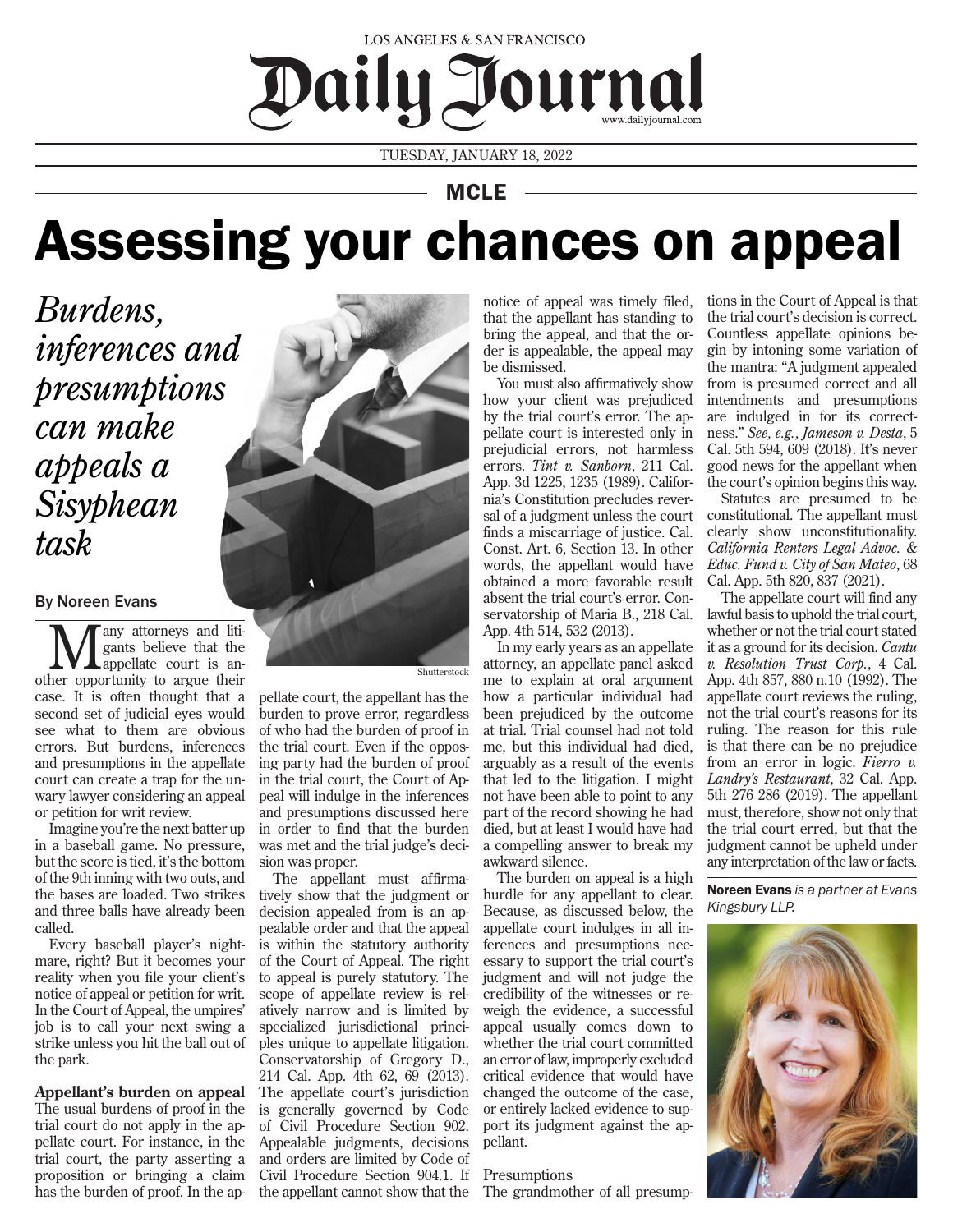LOS ANGELES & SAN FRANCISCO

# Daily Journal

www.dailyjournal.com

TUESDAY, JANUARY 18, 2022

MCLE

# Assessing your chances on appeal

*Burdens, inferences and presumptions can make appeals a Sisyphean task*

By Noreen Evans

Many attorneys and litigants believe that the appellate court is another opportunity to argue their case. It is often thought that a second set of judicial eyes would see what to them are obvious errors. But burdens, inferences and presumptions in the appellate court can create a trap for the unwary lawyer considering an appeal or petition for writ review.

Imagine you're the next batter up in a baseball game. No pressure, but the score is tied, it's the bottom of the 9th inning with two outs, and the bases are loaded. Two strikes and three balls have already been called.

Every baseball player's nightmare, right? But it becomes your reality when you file your client's notice of appeal or petition for writ. In the Court of Appeal, the umpires' job is to call your next swing a strike unless you hit the ball out of the park.

**Appellant's burden on appeal**

The usual burdens of proof in the trial court do not apply in the appellate court. For instance, in the trial court, the party asserting a proposition or bringing a claim has the burden of proof. In the appellate court, the appellant has the burden to prove error, regardless of who had the burden of proof in the trial court. Even if the opposing party had the burden of proof in the trial court, the Court of Appeal will indulge in the inferences and presumptions discussed here in order to find that the burden was met and the trial judge's decision was proper.

The appellant must affirmatively show that the judgment or decision appealed from is an appealable order and that the appeal is within the statutory authority of the Court of Appeal. The right to appeal is purely statutory. The scope of appellate review is relatively narrow and is limited by specialized jurisdictional principles unique to appellate litigation. Conservatorship of Gregory D., 214 Cal. App. 4th 62, 69 (2013). The appellate court's jurisdiction is generally governed by Code of Civil Procedure Section 902. Appealable judgments, decisions and orders are limited by Code of Civil Procedure Section 904.1. If the appellant cannot show that the notice of appeal was timely filed, that the appellant has standing to bring the appeal, and that the order is appealable, the appeal may be dismissed.

You must also affirmatively show how your client was prejudiced by the trial court's error. The appellate court is interested only in prejudicial errors, not harmless errors. *Tint v. Sanborn*, 211 Cal. App. 3d 1225, 1235 (1989). California's Constitution precludes reversal of a judgment unless the court finds a miscarriage of justice. Cal. Const. Art. 6, Section 13. In other words, the appellant would have obtained a more favorable result absent the trial court's error. Conservatorship of Maria B., 218 Cal. App. 4th 514, 532 (2013).

In my early years as an appellate attorney, an appellate panel asked me to explain at oral argument how a particular individual had been prejudiced by the outcome at trial. Trial counsel had not told me, but this individual had died, arguably as a result of the events that led to the litigation. I might not have been able to point to any part of the record showing he had died, but at least I would have had a compelling answer to break my awkward silence.

The burden on appeal is a high hurdle for any appellant to clear. Because, as discussed below, the appellate court indulges in all inferences and presumptions necessary to support the trial court's judgment and will not judge the credibility of the witnesses or reweigh the evidence, a successful appeal usually comes down to whether the trial court committed an error of law, improperly excluded critical evidence that would have changed the outcome of the case, or entirely lacked evidence to support its judgment against the appellant.

Presumptions

The grandmother of all presumptions in the Court of Appeal is that the trial court's decision is correct. Countless appellate opinions begin by intoning some variation of the mantra: "A judgment appealed from is presumed correct and all intendments and presumptions are indulged in for its correctness." *See, e.g., Jameson v. Desta*, 5 Cal. 5th 594, 609 (2018). It's never good news for the appellant when the court's opinion begins this way.

Statutes are presumed to be constitutional. The appellant must clearly show unconstitutionality. *California Renters Legal Advoc. & Educ. Fund v. City of San Mateo*, 68 Cal. App. 5th 820, 837 (2021).

The appellate court will find any lawful basis to uphold the trial court, whether or not the trial court stated it as a ground for its decision. *Cantu v. Resolution Trust Corp.*, 4 Cal. App. 4th 857, 880 n.10 (1992). The appellate court reviews the ruling, not the trial court's reasons for its ruling. The reason for this rule is that there can be no prejudice from an error in logic. *Fierro v. Landry's Restaurant*, 32 Cal. App. 5th 276 286 (2019). The appellant must, therefore, show not only that the trial court erred, but that the judgment cannot be upheld under any interpretation of the law or facts.

**Noreen Evans** *is a partner at Evans Kingsbury LLP.*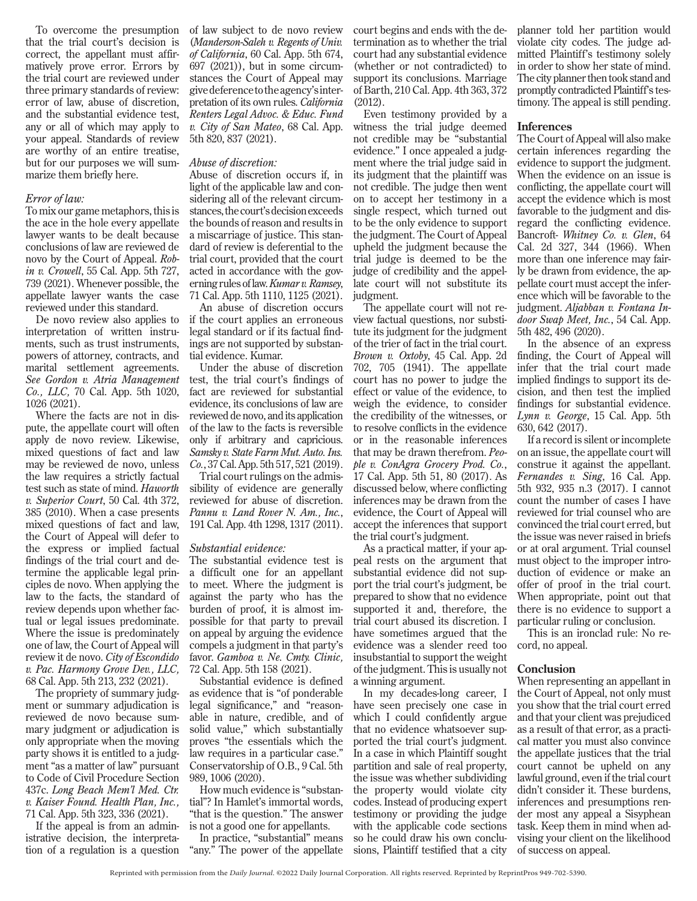To overcome the presumption that the trial court's decision is correct, the appellant must affirmatively prove error. Errors by the trial court are reviewed under three primary standards of review: error of law, abuse of discretion, and the substantial evidence test, any or all of which may apply to your appeal. Standards of review are worthy of an entire treatise, but for our purposes we will summarize them briefly here.

*Error of law:*

To mix our game metaphors, this is the ace in the hole every appellate lawyer wants to be dealt because conclusions of law are reviewed de novo by the Court of Appeal. *Robin v. Crowell*, 55 Cal. App. 5th 727, 739 (2021). Whenever possible, the appellate lawyer wants the case reviewed under this standard.

De novo review also applies to interpretation of written instruments, such as trust instruments, powers of attorney, contracts, and marital settlement agreements. *See Gordon v. Atria Management Co., LLC,* 70 Cal. App. 5th 1020, 1026 (2021).

Where the facts are not in dispute, the appellate court will often apply de novo review. Likewise, mixed questions of fact and law may be reviewed de novo, unless the law requires a strictly factual test such as state of mind. *Haworth v. Superior Court*, 50 Cal. 4th 372, 385 (2010). When a case presents mixed questions of fact and law, the Court of Appeal will defer to the express or implied factual findings of the trial court and determine the applicable legal principles de novo. When applying the law to the facts, the standard of review depends upon whether factual or legal issues predominate. Where the issue is predominately one of law, the Court of Appeal will review it de novo. *City of Escondido v. Pac. Harmony Grove Dev., LLC,* 68 Cal. App. 5th 213, 232 (2021).

The propriety of summary judgment or summary adjudication is reviewed de novo because summary judgment or adjudication is only appropriate when the moving party shows it is entitled to a judgment "as a matter of law" pursuant to Code of Civil Procedure Section 437c. *Long Beach Mem'l Med. Ctr. v. Kaiser Found. Health Plan, Inc.,* 71 Cal. App. 5th 323, 336 (2021).

If the appeal is from an administrative decision, the interpretation of a regulation is a question of law subject to de novo review (*Manderson-Saleh v. Regents of Univ. of California*, 60 Cal. App. 5th 674, 697 (2021)), but in some circumstances the Court of Appeal may give deference to the agency's interpretation of its own rules. *California Renters Legal Advoc. & Educ. Fund v. City of San Mateo*, 68 Cal. App. 5th 820, 837 (2021).

*Abuse of discretion:*

Abuse of discretion occurs if, in light of the applicable law and considering all of the relevant circumstances, the court's decision exceeds the bounds of reason and results in a miscarriage of justice. This standard of review is deferential to the trial court, provided that the court acted in accordance with the governing rules of law. *Kumar v. Ramsey*, 71 Cal. App. 5th 1110, 1125 (2021).

An abuse of discretion occurs if the court applies an erroneous legal standard or if its factual findings are not supported by substantial evidence. Kumar.

Under the abuse of discretion test, the trial court's findings of fact are reviewed for substantial evidence, its conclusions of law are reviewed de novo, and its application of the law to the facts is reversible only if arbitrary and capricious. *Samsky v. State Farm Mut. Auto. Ins. Co.*, 37 Cal. App. 5th 517, 521 (2019).

Trial court rulings on the admissibility of evidence are generally reviewed for abuse of discretion. *Pannu v. Land Rover N. Am., Inc.*, 191 Cal. App. 4th 1298, 1317 (2011).

*Substantial evidence:*

The substantial evidence test is a difficult one for an appellant to meet. Where the judgment is against the party who has the burden of proof, it is almost impossible for that party to prevail on appeal by arguing the evidence compels a judgment in that party's favor. *Gamboa v. Ne. Cmty. Clinic,* 72 Cal. App. 5th 158 (2021).

Substantial evidence is defined as evidence that is "of ponderable legal significance," and "reasonable in nature, credible, and of solid value," which substantially proves "the essentials which the law requires in a particular case." Conservatorship of O.B., 9 Cal. 5th 989, 1006 (2020).

How much evidence is "substantial"? In Hamlet's immortal words, "that is the question." The answer is not a good one for appellants.

In practice, "substantial" means "any." The power of the appellate court begins and ends with the determination as to whether the trial court had any substantial evidence (whether or not contradicted) to support its conclusions. Marriage of Barth, 210 Cal. App. 4th 363, 372 (2012).

Even testimony provided by a witness the trial judge deemed not credible may be "substantial evidence." I once appealed a judgment where the trial judge said in its judgment that the plaintiff was not credible. The judge then went on to accept her testimony in a single respect, which turned out to be the only evidence to support the judgment. The Court of Appeal upheld the judgment because the trial judge is deemed to be the judge of credibility and the appellate court will not substitute its judgment.

The appellate court will not review factual questions, nor substitute its judgment for the judgment of the trier of fact in the trial court. *Brown v. Oxtoby*, 45 Cal. App. 2d 702, 705 (1941). The appellate court has no power to judge the effect or value of the evidence, to weigh the evidence, to consider the credibility of the witnesses, or to resolve conflicts in the evidence or in the reasonable inferences that may be drawn therefrom. *People v. ConAgra Grocery Prod. Co.*, 17 Cal. App. 5th 51, 80 (2017). As discussed below, where conflicting inferences may be drawn from the evidence, the Court of Appeal will accept the inferences that support the trial court's judgment.

As a practical matter, if your appeal rests on the argument that substantial evidence did not support the trial court's judgment, be prepared to show that no evidence supported it and, therefore, the trial court abused its discretion. I have sometimes argued that the evidence was a slender reed too insubstantial to support the weight of the judgment. This is usually not a winning argument.

In my decades-long career, I have seen precisely one case in which I could confidently argue that no evidence whatsoever supported the trial court's judgment. In a case in which Plaintiff sought partition and sale of real property, the issue was whether subdividing the property would violate city codes. Instead of producing expert testimony or providing the judge with the applicable code sections so he could draw his own conclusions, Plaintiff testified that a city planner told her partition would violate city codes. The judge admitted Plaintiff's testimony solely in order to show her state of mind. The city planner then took stand and promptly contradicted Plaintiff's testimony. The appeal is still pending.

## Inferences

The Court of Appeal will also make certain inferences regarding the evidence to support the judgment. When the evidence on an issue is conflicting, the appellate court will accept the evidence which is most favorable to the judgment and disregard the conflicting evidence. Bancroft- *Whitney Co. v. Glen*, 64 Cal. 2d 327, 344 (1966). When more than one inference may fairly be drawn from evidence, the appellate court must accept the inference which will be favorable to the judgment. *Aljabban v. Fontana Indoor Swap Meet, Inc.*, 54 Cal. App. 5th 482, 496 (2020).

In the absence of an express finding, the Court of Appeal will infer that the trial court made implied findings to support its decision, and then test the implied findings for substantial evidence. *Lynn v. George*, 15 Cal. App. 5th 630, 642 (2017).

If a record is silent or incomplete on an issue, the appellate court will construe it against the appellant. *Fernandes v. Sing*, 16 Cal. App. 5th 932, 935 n.3 (2017). I cannot count the number of cases I have reviewed for trial counsel who are convinced the trial court erred, but the issue was never raised in briefs or at oral argument. Trial counsel must object to the improper introduction of evidence or make an offer of proof in the trial court. When appropriate, point out that there is no evidence to support a particular ruling or conclusion.

This is an ironclad rule: No record, no appeal.

## Conclusion

When representing an appellant in the Court of Appeal, not only must you show that the trial court erred and that your client was prejudiced as a result of that error, as a practical matter you must also convince the appellate justices that the trial court cannot be upheld on any lawful ground, even if the trial court didn't consider it. These burdens, inferences and presumptions render most any appeal a Sisyphean task. Keep them in mind when advising your client on the likelihood of success on appeal.

Reprinted with permission from the *Daily Journal*. ©2022 Daily Journal Corporation. All rights reserved. Reprinted by ReprintPros 949-702-5390.